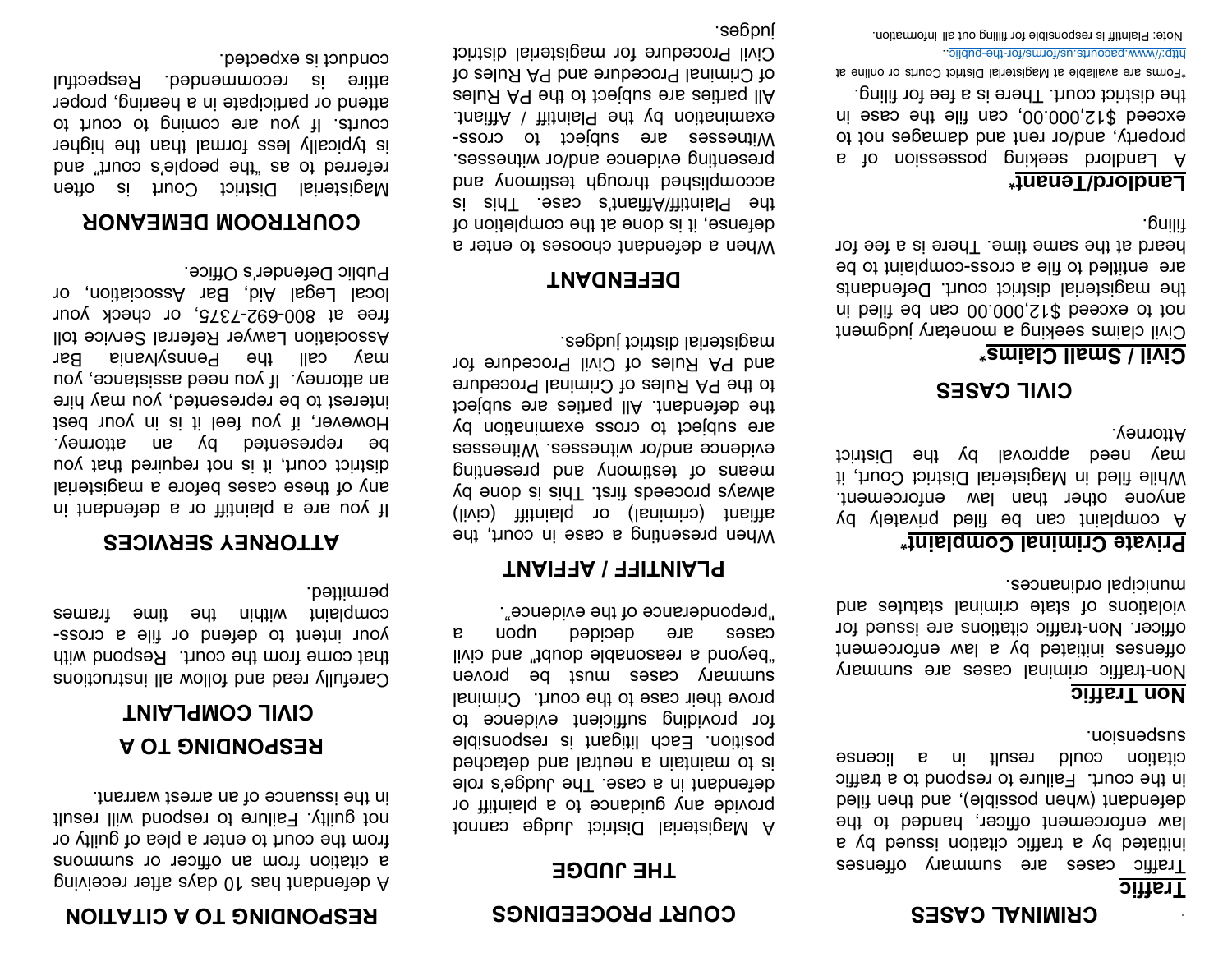# CRIMINAL CASES

**Traffic**

Traffic cases are summary offenses initiated by a traffic citation issued by a law enforcement officer, handed to the defendant (when possible), and then filed in the court. Failure to respond to a traffic citation could result in a license suspension.

**Non Traffic**

Non-traffic criminal cases are summary offenses initiated by a law enforcement officer. Non-traffic citations are issued for violations of state criminal statutes and municipal ordinances.

**Private Criminal Complaint***

A complaint can be filed privately by anyone other than law enforcement. While filed in Magisterial District Court, it may need approval by the District Attorney.

# CIVIL CASES

**Civil / Small Claims***

Civil claims seeking a monetary judgment not to exceed $12,000.00 can be filed in the magisterial district court. Defendants are entitled to file a cross-complaint to be heard at the same time. There is a fee for filing.

**Landlord/Tenant***

A Landlord seeking possession of a property, and/or rent and damages not to exceed $12,000.00, can file the case in the district court. There is a fee for filing.

*Forms are available at Magisterial District Courts or online at http://www.pacourts.us/forms/for-the-public...

Note: Plaintiff is responsible for filling out all information.

# COURT PROCEEDINGS

## THE JUDGE

A Magisterial District Judge cannot provide any guidance to a plaintiff or defendant in a case. The Judge's role is to maintain a neutral and detached position. Each litigant is responsible for providing sufficient evidence to prove their case to the court. Criminal summary cases must be proven "beyond a reasonable doubt" and civil cases are decided upon a "preponderance of the evidence".

## PLAINTIFF / AFFIANT

When presenting a case in court, the affiant (criminal) or plaintiff (civil) always proceeds first. This is done by means of testimony and presenting evidence and/or witnesses. Witnesses are subject to cross examination by the defendant. All parties are subject to the PA Rules of Criminal Procedure and PA Rules of Civil Procedure for magisterial district judges.

## DEFENDANT

When a defendant chooses to enter a defense, it is done at the completion of the Plaintiff/Affiant's case. This is accomplished through testimony and presenting evidence and/or witnesses. Witnesses are subject to cross-examination by the Plaintiff / Affiant. All parties are subject to the PA Rules of Criminal Procedure and PA Rules of Civil Procedure for magisterial district judges.

# RESPONDING TO A CITATION

A defendant has 10 days after receiving a citation from an officer or summons from the court to enter a plea of guilty or not guilty. Failure to respond will result in the issuance of an arrest warrant.

# RESPONDING TO A CIVIL COMPLAINT

Carefully read and follow all instructions that come from the court. Respond with your intent to defend or file a cross-complaint within the time frames permitted.

# ATTORNEY SERVICES

If you are a plaintiff or a defendant in any of these cases before a magisterial district court, it is not required that you be represented by an attorney. However, if you feel it is in your best interest to be represented, you may hire an attorney. If you need assistance, you may call the Pennsylvania Bar Association Lawyer Referral Service toll free at 800-692-7375, or check your local Legal Aid, Bar Association, or Public Defender's Office.

# COURTROOM DEMEANOR

Magisterial District Court is often referred to as "the people's court" and is typically less formal than the higher courts. If you are coming to court to attend or participate in a hearing, proper attire is recommended. Respectful conduct is expected.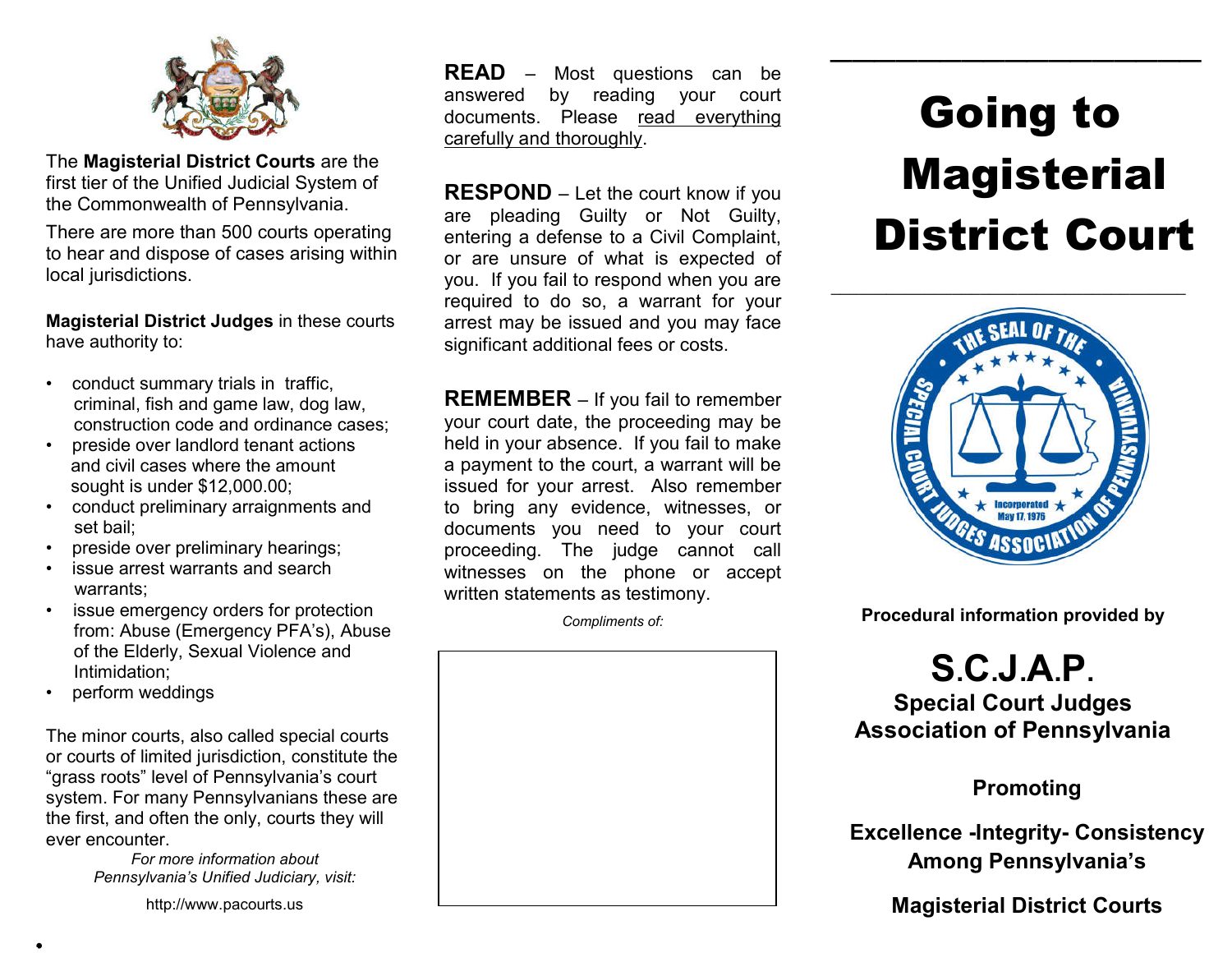The **Magisterial District Courts** are the first tier of the Unified Judicial System of the Commonwealth of Pennsylvania.

There are more than 500 courts operating to hear and dispose of cases arising within local jurisdictions.

**Magisterial District Judges** in these courts have authority to:

- conduct summary trials in traffic, criminal, fish and game law, dog law, construction code and ordinance cases;
- preside over landlord tenant actions and civil cases where the amount sought is under $12,000.00;
- conduct preliminary arraignments and set bail;
- preside over preliminary hearings;
- issue arrest warrants and search warrants;
- issue emergency orders for protection from: Abuse (Emergency PFA's), Abuse of the Elderly, Sexual Violence and Intimidation;
- perform weddings

The minor courts, also called special courts or courts of limited jurisdiction, constitute the "grass roots" level of Pennsylvania's court system. For many Pennsylvanians these are the first, and often the only, courts they will ever encounter.

*For more information about Pennsylvania's Unified Judiciary, visit:*

http://www.pacourts.us

**READ** – Most questions can be answered by reading your court documents. Please read everything carefully and thoroughly.

**RESPOND** – Let the court know if you are pleading Guilty or Not Guilty, entering a defense to a Civil Complaint, or are unsure of what is expected of you. If you fail to respond when you are required to do so, a warrant for your arrest may be issued and you may face significant additional fees or costs.

**REMEMBER** – If you fail to remember your court date, the proceeding may be held in your absence. If you fail to make a payment to the court, a warrant will be issued for your arrest. Also remember to bring any evidence, witnesses, or documents you need to your court proceeding. The judge cannot call witnesses on the phone or accept written statements as testimony.

*Compliments of:*

# Going to Magisterial District Court

**Procedural information provided by**

## S.C.J.A.P.

**Special Court Judges Association of Pennsylvania**

**Promoting**

**Excellence -Integrity- Consistency Among Pennsylvania's**

**Magisterial District Courts**